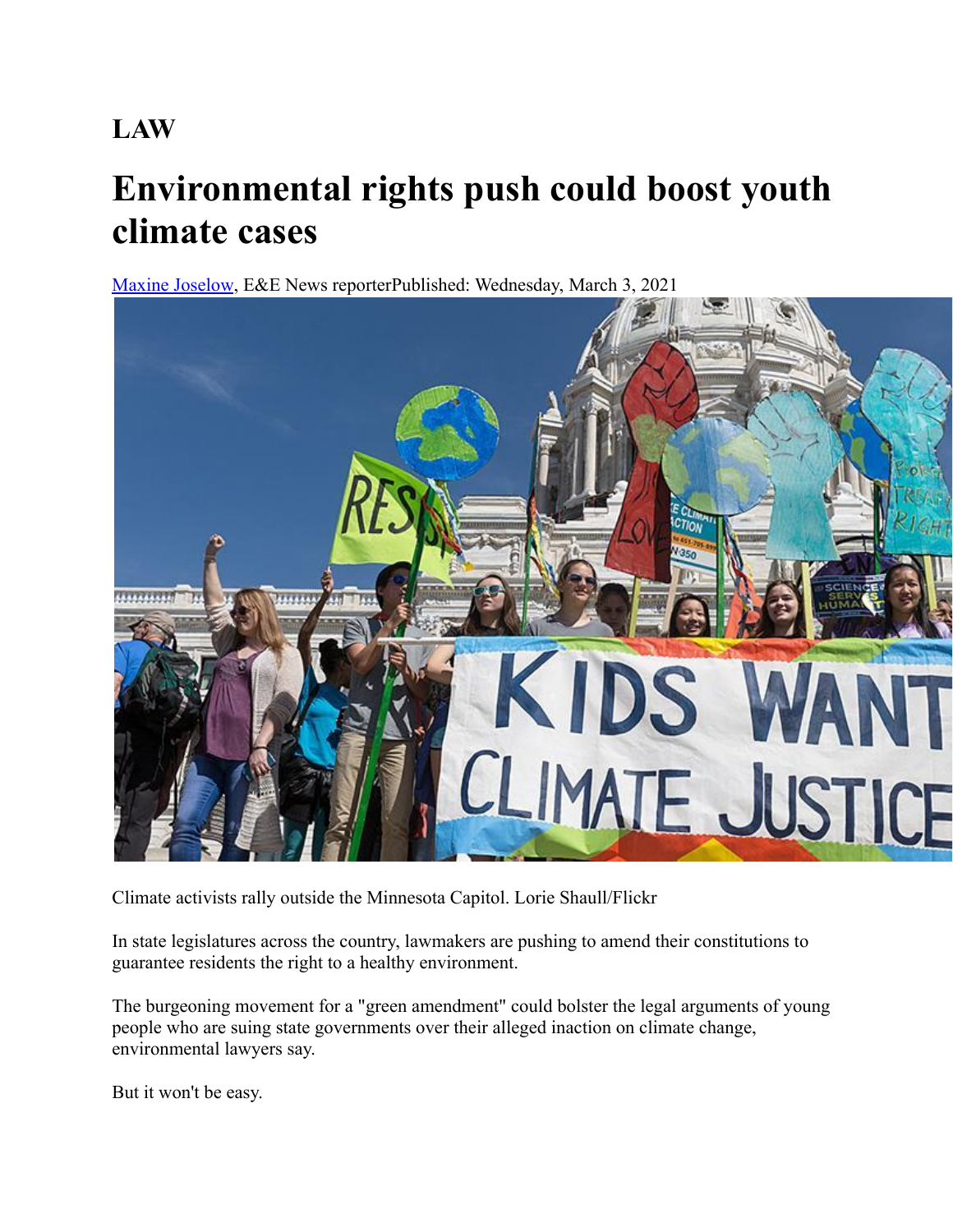# LAW

# Environmental rights push could boost youth climate cases

[Maxine Joselow](), E&E News reporterPublished: Wednesday, March 3, 2021

Climate activists rally outside the Minnesota Capitol. Lorie Shaull/Flickr

In state legislatures across the country, lawmakers are pushing to amend their constitutions to guarantee residents the right to a healthy environment.

The burgeoning movement for a "green amendment" could bolster the legal arguments of young people who are suing state governments over their alleged inaction on climate change, environmental lawyers say.

But it won't be easy.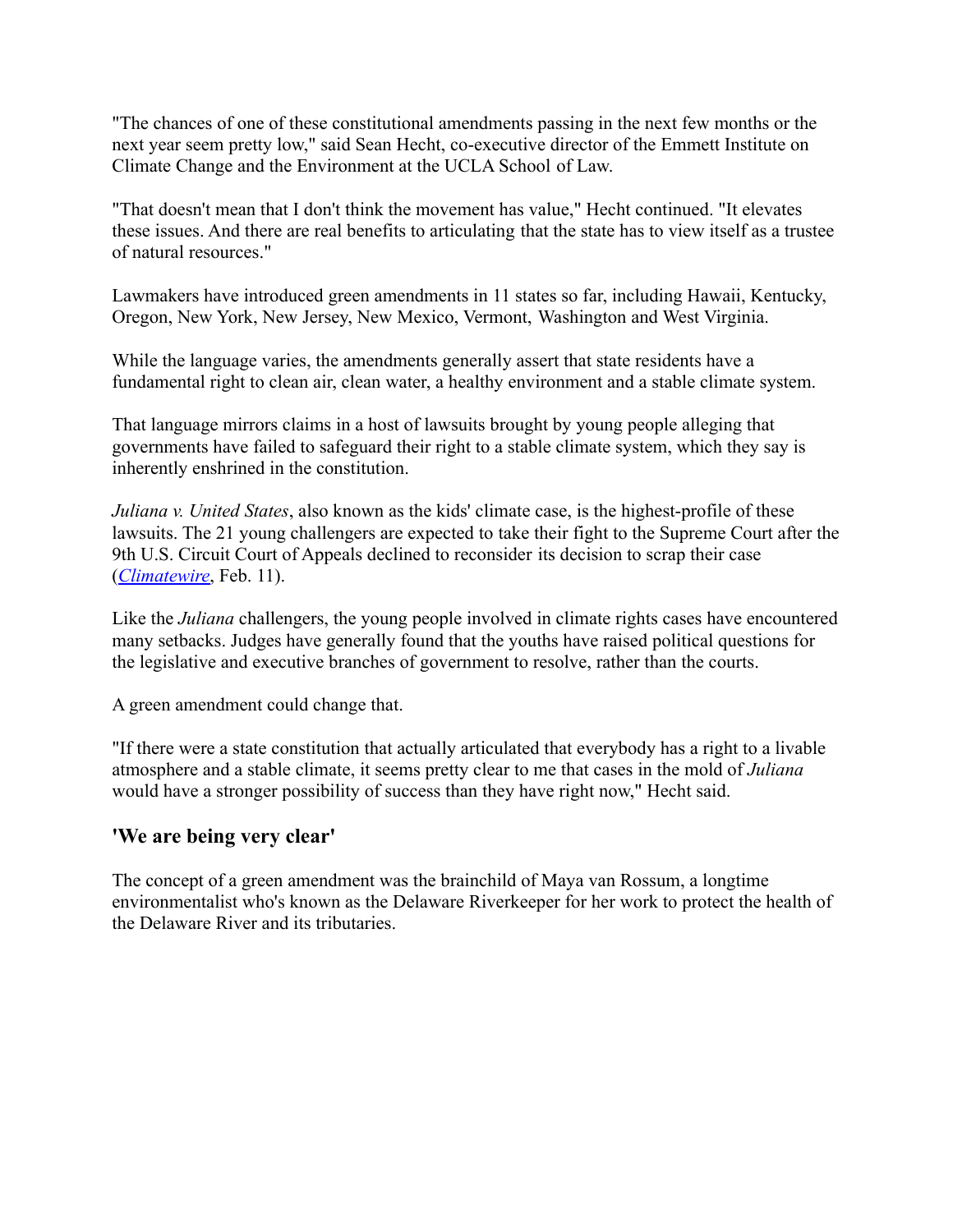"The chances of one of these constitutional amendments passing in the next few months or the next year seem pretty low," said Sean Hecht, co-executive director of the Emmett Institute on Climate Change and the Environment at the UCLA School of Law.

"That doesn't mean that I don't think the movement has value," Hecht continued. "It elevates these issues. And there are real benefits to articulating that the state has to view itself as a trustee of natural resources."

Lawmakers have introduced green amendments in 11 states so far, including Hawaii, Kentucky, Oregon, New York, New Jersey, New Mexico, Vermont, Washington and West Virginia.

While the language varies, the amendments generally assert that state residents have a fundamental right to clean air, clean water, a healthy environment and a stable climate system.

That language mirrors claims in a host of lawsuits brought by young people alleging that governments have failed to safeguard their right to a stable climate system, which they say is inherently enshrined in the constitution.

*Juliana v. United States*, also known as the kids' climate case, is the highest-profile of these lawsuits. The 21 young challengers are expected to take their fight to the Supreme Court after the 9th U.S. Circuit Court of Appeals declined to reconsider its decision to scrap their case (*Climatewire*, Feb. 11).

Like the *Juliana* challengers, the young people involved in climate rights cases have encountered many setbacks. Judges have generally found that the youths have raised political questions for the legislative and executive branches of government to resolve, rather than the courts.

A green amendment could change that.

"If there were a state constitution that actually articulated that everybody has a right to a livable atmosphere and a stable climate, it seems pretty clear to me that cases in the mold of *Juliana* would have a stronger possibility of success than they have right now," Hecht said.

## 'We are being very clear'

The concept of a green amendment was the brainchild of Maya van Rossum, a longtime environmentalist who's known as the Delaware Riverkeeper for her work to protect the health of the Delaware River and its tributaries.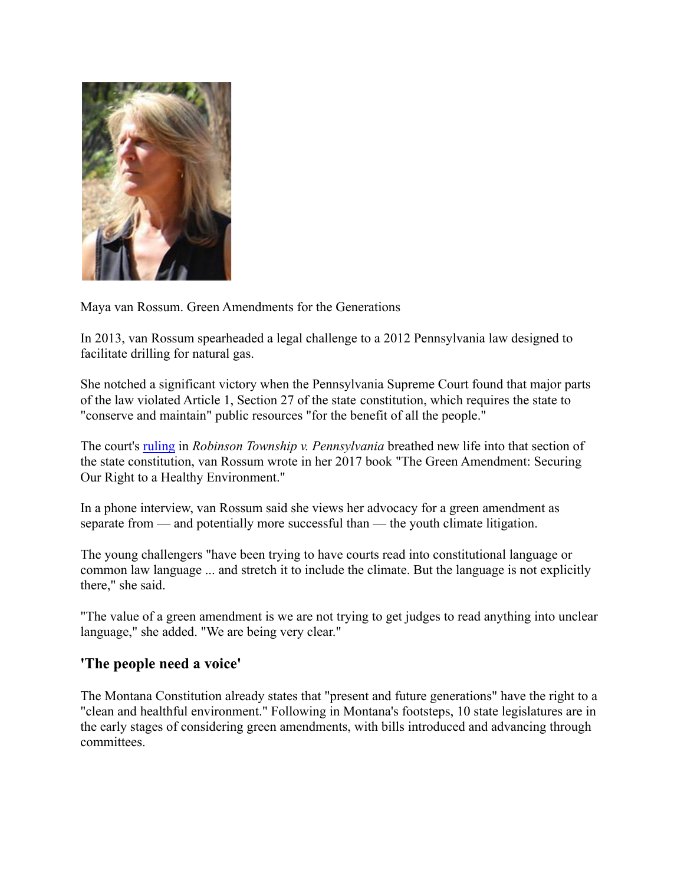Maya van Rossum. Green Amendments for the Generations

In 2013, van Rossum spearheaded a legal challenge to a 2012 Pennsylvania law designed to facilitate drilling for natural gas.

She notched a significant victory when the Pennsylvania Supreme Court found that major parts of the law violated Article 1, Section 27 of the state constitution, which requires the state to "conserve and maintain" public resources "for the benefit of all the people."

The court's ruling in *Robinson Township v. Pennsylvania* breathed new life into that section of the state constitution, van Rossum wrote in her 2017 book "The Green Amendment: Securing Our Right to a Healthy Environment."

In a phone interview, van Rossum said she views her advocacy for a green amendment as separate from — and potentially more successful than — the youth climate litigation.

The young challengers "have been trying to have courts read into constitutional language or common law language ... and stretch it to include the climate. But the language is not explicitly there," she said.

"The value of a green amendment is we are not trying to get judges to read anything into unclear language," she added. "We are being very clear."

## 'The people need a voice'

The Montana Constitution already states that "present and future generations" have the right to a "clean and healthful environment." Following in Montana's footsteps, 10 state legislatures are in the early stages of considering green amendments, with bills introduced and advancing through committees.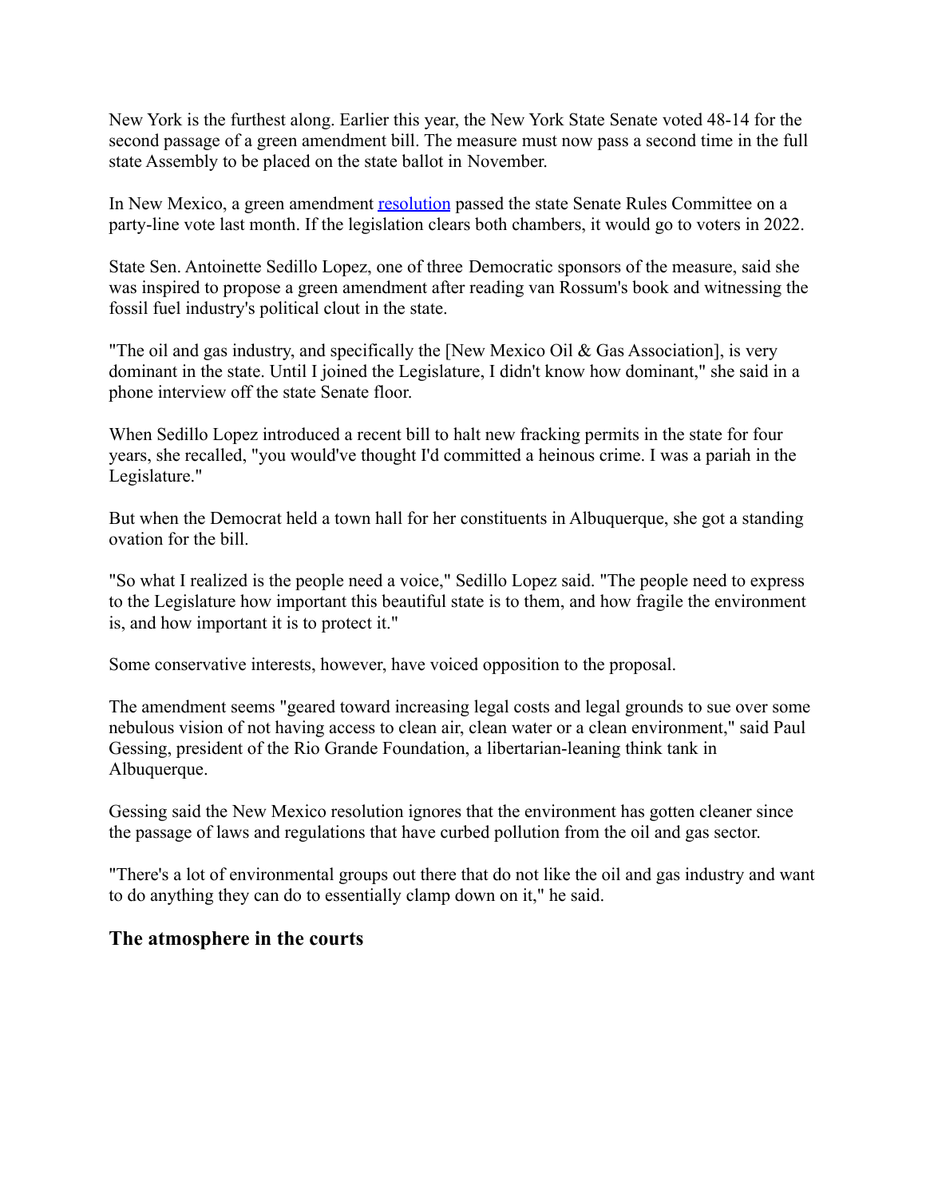New York is the furthest along. Earlier this year, the New York State Senate voted 48-14 for the second passage of a green amendment bill. The measure must now pass a second time in the full state Assembly to be placed on the state ballot in November.

In New Mexico, a green amendment resolution passed the state Senate Rules Committee on a party-line vote last month. If the legislation clears both chambers, it would go to voters in 2022.

State Sen. Antoinette Sedillo Lopez, one of three Democratic sponsors of the measure, said she was inspired to propose a green amendment after reading van Rossum's book and witnessing the fossil fuel industry's political clout in the state.

"The oil and gas industry, and specifically the [New Mexico Oil & Gas Association], is very dominant in the state. Until I joined the Legislature, I didn't know how dominant," she said in a phone interview off the state Senate floor.

When Sedillo Lopez introduced a recent bill to halt new fracking permits in the state for four years, she recalled, "you would've thought I'd committed a heinous crime. I was a pariah in the Legislature."

But when the Democrat held a town hall for her constituents in Albuquerque, she got a standing ovation for the bill.

"So what I realized is the people need a voice," Sedillo Lopez said. "The people need to express to the Legislature how important this beautiful state is to them, and how fragile the environment is, and how important it is to protect it."

Some conservative interests, however, have voiced opposition to the proposal.

The amendment seems "geared toward increasing legal costs and legal grounds to sue over some nebulous vision of not having access to clean air, clean water or a clean environment," said Paul Gessing, president of the Rio Grande Foundation, a libertarian-leaning think tank in Albuquerque.

Gessing said the New Mexico resolution ignores that the environment has gotten cleaner since the passage of laws and regulations that have curbed pollution from the oil and gas sector.

"There's a lot of environmental groups out there that do not like the oil and gas industry and want to do anything they can do to essentially clamp down on it," he said.

### The atmosphere in the courts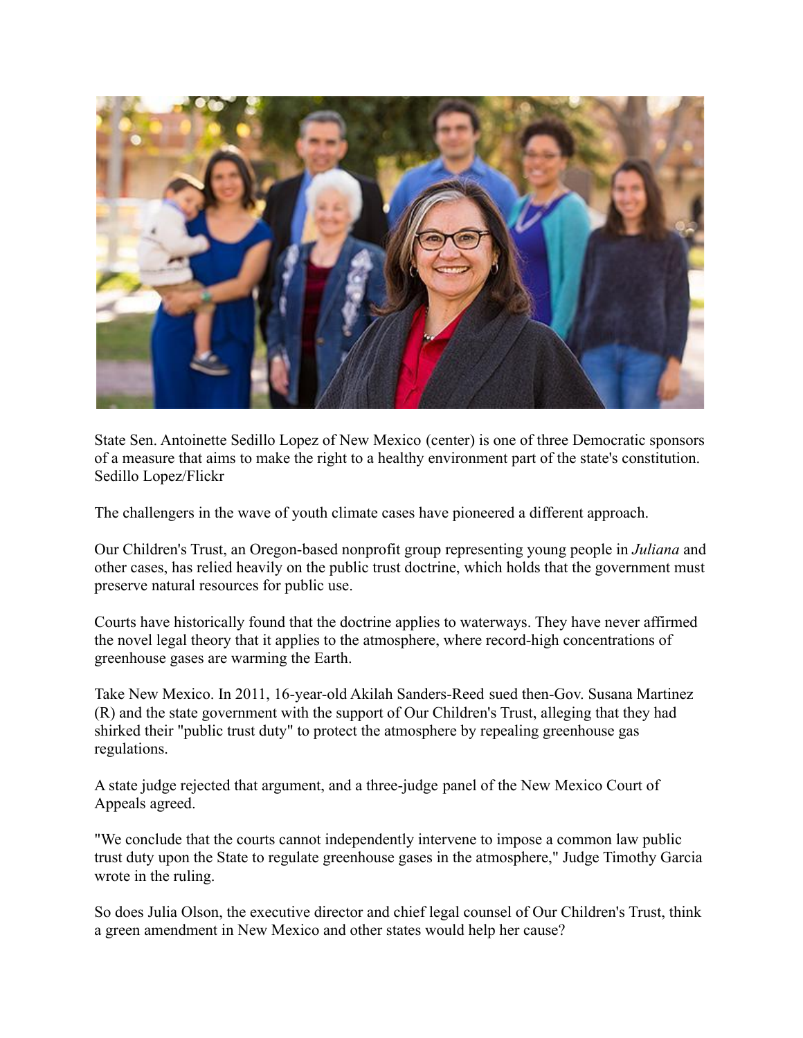State Sen. Antoinette Sedillo Lopez of New Mexico (center) is one of three Democratic sponsors of a measure that aims to make the right to a healthy environment part of the state's constitution. Sedillo Lopez/Flickr

The challengers in the wave of youth climate cases have pioneered a different approach.

Our Children's Trust, an Oregon-based nonprofit group representing young people in *Juliana* and other cases, has relied heavily on the public trust doctrine, which holds that the government must preserve natural resources for public use.

Courts have historically found that the doctrine applies to waterways. They have never affirmed the novel legal theory that it applies to the atmosphere, where record-high concentrations of greenhouse gases are warming the Earth.

Take New Mexico. In 2011, 16-year-old Akilah Sanders-Reed sued then-Gov. Susana Martinez (R) and the state government with the support of Our Children's Trust, alleging that they had shirked their "public trust duty" to protect the atmosphere by repealing greenhouse gas regulations.

A state judge rejected that argument, and a three-judge panel of the New Mexico Court of Appeals agreed.

"We conclude that the courts cannot independently intervene to impose a common law public trust duty upon the State to regulate greenhouse gases in the atmosphere," Judge Timothy Garcia wrote in the ruling.

So does Julia Olson, the executive director and chief legal counsel of Our Children's Trust, think a green amendment in New Mexico and other states would help her cause?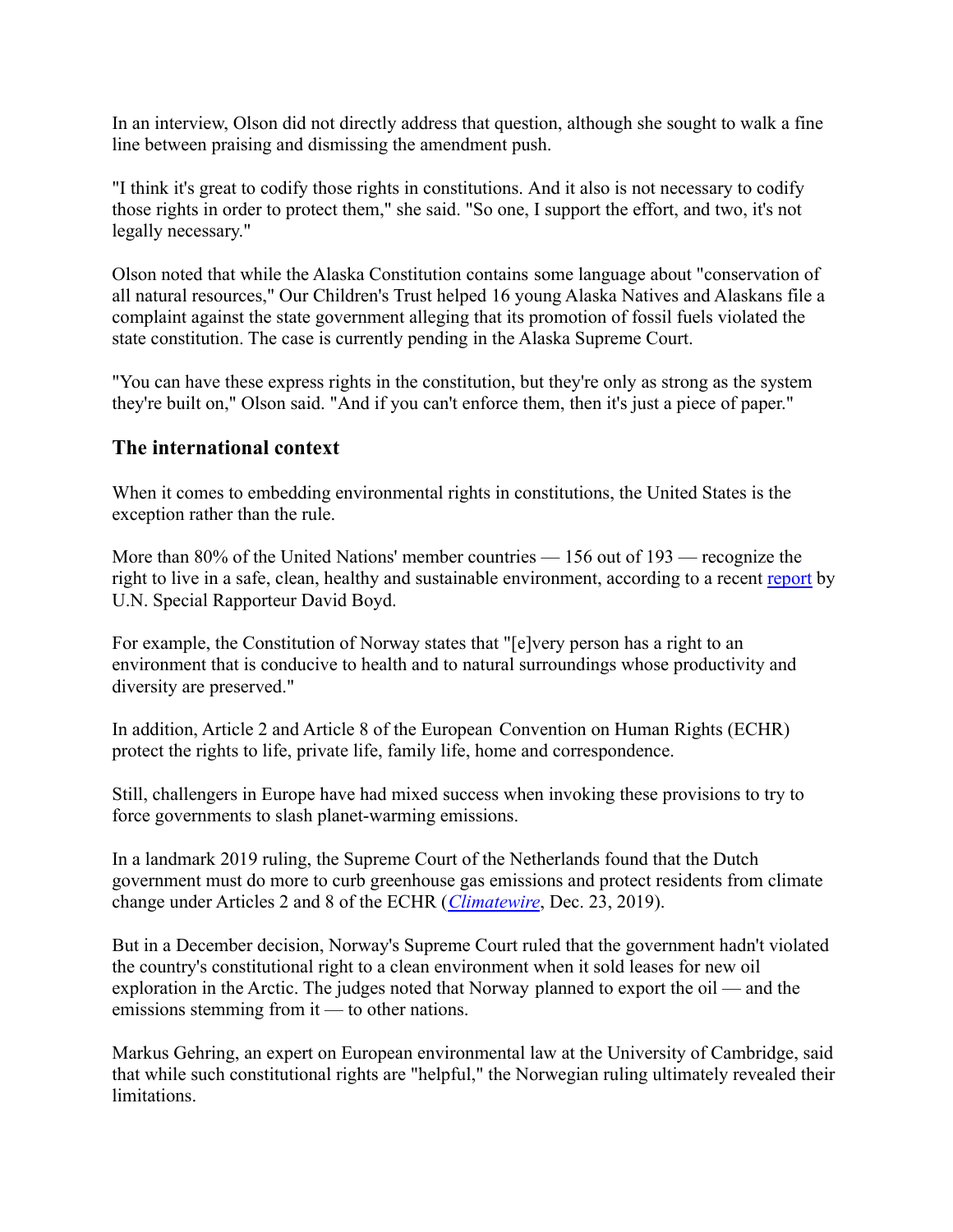In an interview, Olson did not directly address that question, although she sought to walk a fine line between praising and dismissing the amendment push.

"I think it's great to codify those rights in constitutions. And it also is not necessary to codify those rights in order to protect them," she said. "So one, I support the effort, and two, it's not legally necessary."

Olson noted that while the Alaska Constitution contains some language about "conservation of all natural resources," Our Children's Trust helped 16 young Alaska Natives and Alaskans file a complaint against the state government alleging that its promotion of fossil fuels violated the state constitution. The case is currently pending in the Alaska Supreme Court.

"You can have these express rights in the constitution, but they're only as strong as the system they're built on," Olson said. "And if you can't enforce them, then it's just a piece of paper."

## The international context

When it comes to embedding environmental rights in constitutions, the United States is the exception rather than the rule.

More than 80% of the United Nations' member countries — 156 out of 193 — recognize the right to live in a safe, clean, healthy and sustainable environment, according to a recent report by U.N. Special Rapporteur David Boyd.

For example, the Constitution of Norway states that "[e]very person has a right to an environment that is conducive to health and to natural surroundings whose productivity and diversity are preserved."

In addition, Article 2 and Article 8 of the European Convention on Human Rights (ECHR) protect the rights to life, private life, family life, home and correspondence.

Still, challengers in Europe have had mixed success when invoking these provisions to try to force governments to slash planet-warming emissions.

In a landmark 2019 ruling, the Supreme Court of the Netherlands found that the Dutch government must do more to curb greenhouse gas emissions and protect residents from climate change under Articles 2 and 8 of the ECHR (*Climatewire*, Dec. 23, 2019).

But in a December decision, Norway's Supreme Court ruled that the government hadn't violated the country's constitutional right to a clean environment when it sold leases for new oil exploration in the Arctic. The judges noted that Norway planned to export the oil — and the emissions stemming from it — to other nations.

Markus Gehring, an expert on European environmental law at the University of Cambridge, said that while such constitutional rights are "helpful," the Norwegian ruling ultimately revealed their limitations.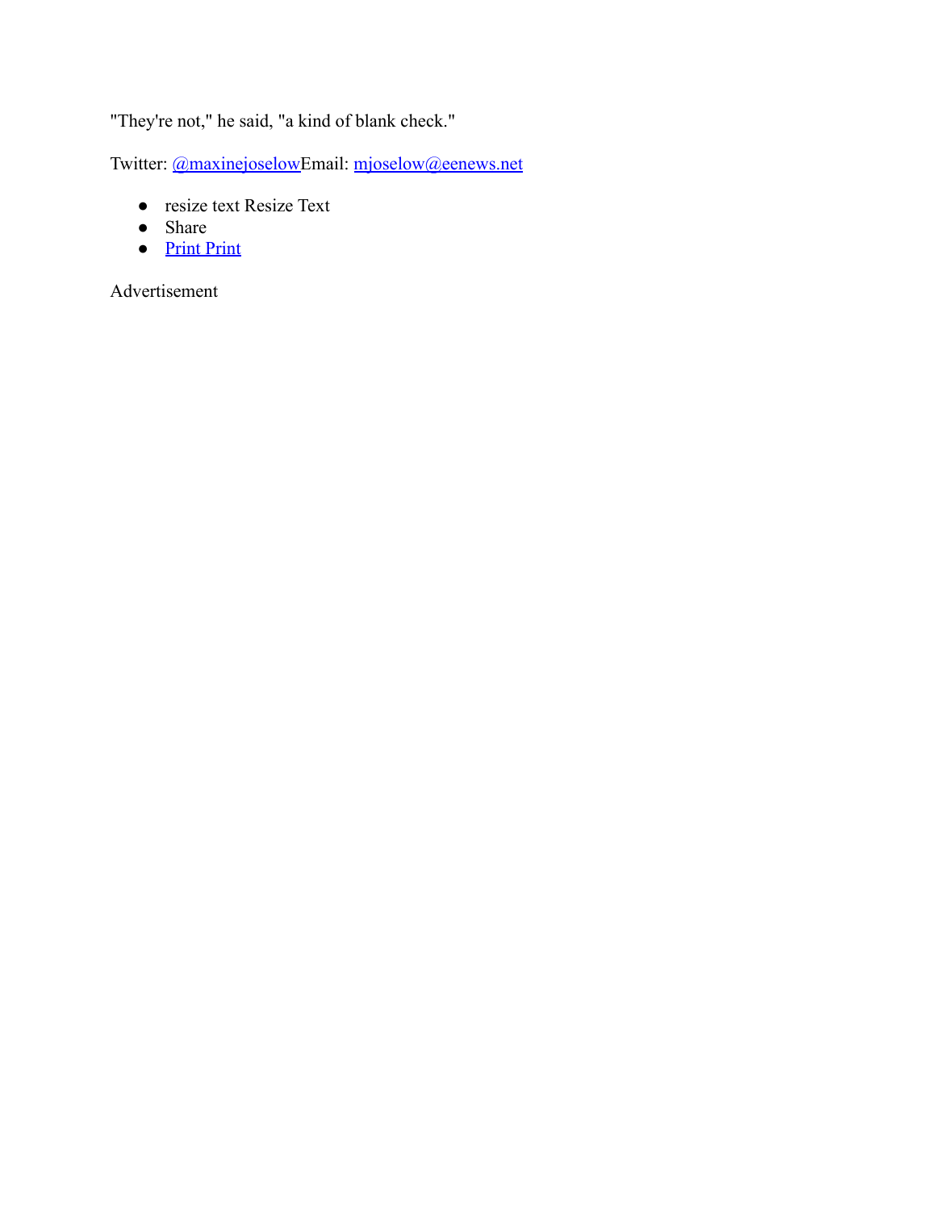"They're not," he said, "a kind of blank check."

Twitter: [@maxinejoselow](https://twitter.com/maxinejoselow)Email: [mjoselow@eenews.net](mailto:mjoselow@eenews.net)

- resize text Resize Text
- Share
- Print Print

Advertisement